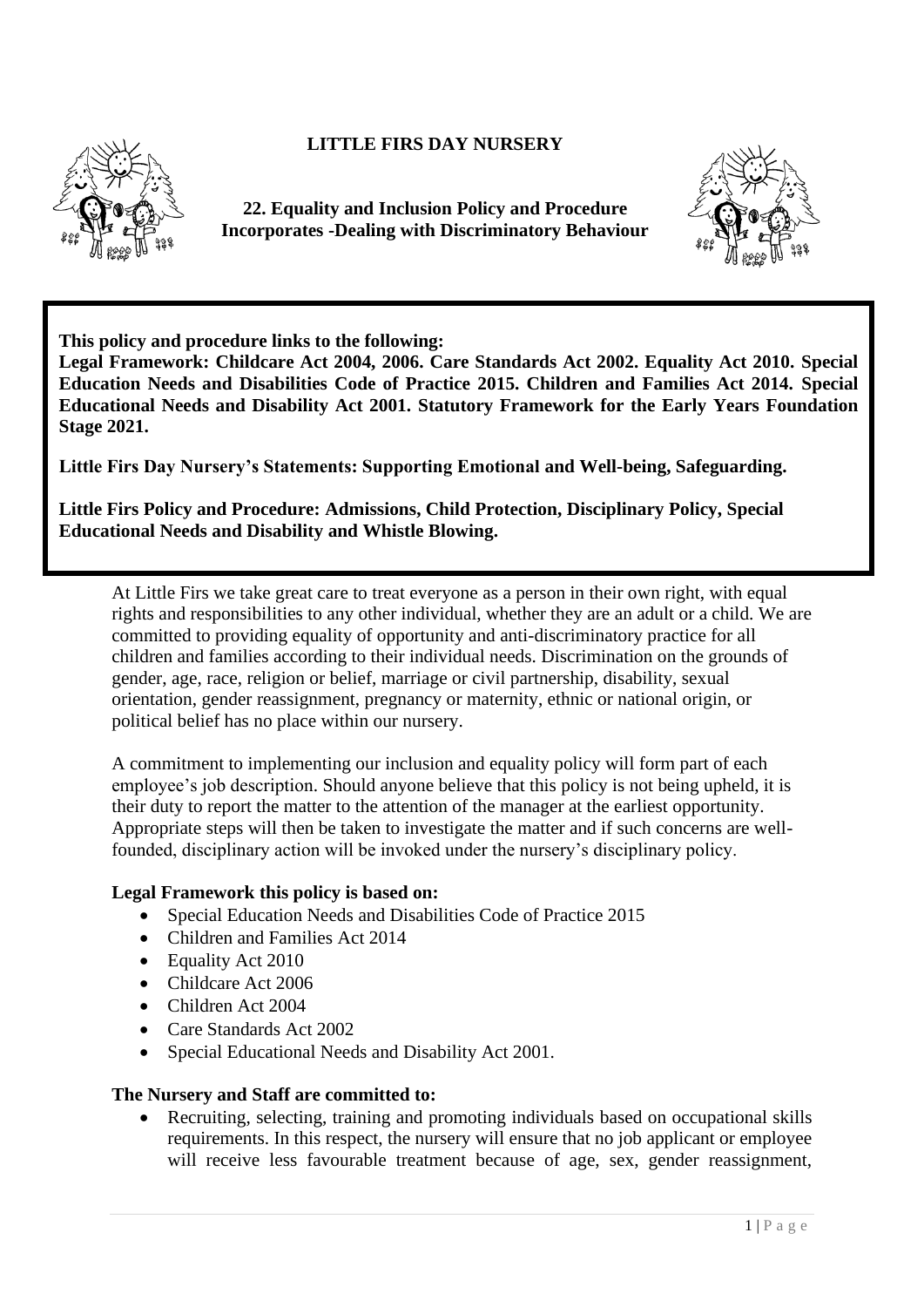# LITTLE FIRS DAY NURSERY

## 22. Equality and Inclusion Policy and Procedure Incorporates -Dealing with Discriminatory Behaviour

**This policy and procedure links to the following:**
**Legal Framework: Childcare Act 2004, 2006. Care Standards Act 2002. Equality Act 2010. Special Education Needs and Disabilities Code of Practice 2015. Children and Families Act 2014. Special Educational Needs and Disability Act 2001. Statutory Framework for the Early Years Foundation Stage 2021.**

**Little Firs Day Nursery's Statements: Supporting Emotional and Well-being, Safeguarding.**

**Little Firs Policy and Procedure: Admissions, Child Protection, Disciplinary Policy, Special Educational Needs and Disability and Whistle Blowing.**

At Little Firs we take great care to treat everyone as a person in their own right, with equal rights and responsibilities to any other individual, whether they are an adult or a child. We are committed to providing equality of opportunity and anti-discriminatory practice for all children and families according to their individual needs. Discrimination on the grounds of gender, age, race, religion or belief, marriage or civil partnership, disability, sexual orientation, gender reassignment, pregnancy or maternity, ethnic or national origin, or political belief has no place within our nursery.

A commitment to implementing our inclusion and equality policy will form part of each employee's job description. Should anyone believe that this policy is not being upheld, it is their duty to report the matter to the attention of the manager at the earliest opportunity. Appropriate steps will then be taken to investigate the matter and if such concerns are well-founded, disciplinary action will be invoked under the nursery's disciplinary policy.

**Legal Framework this policy is based on:**

- Special Education Needs and Disabilities Code of Practice 2015
- Children and Families Act 2014
- Equality Act 2010
- Childcare Act 2006
- Children Act 2004
- Care Standards Act 2002
- Special Educational Needs and Disability Act 2001.

**The Nursery and Staff are committed to:**

- Recruiting, selecting, training and promoting individuals based on occupational skills requirements. In this respect, the nursery will ensure that no job applicant or employee will receive less favourable treatment because of age, sex, gender reassignment,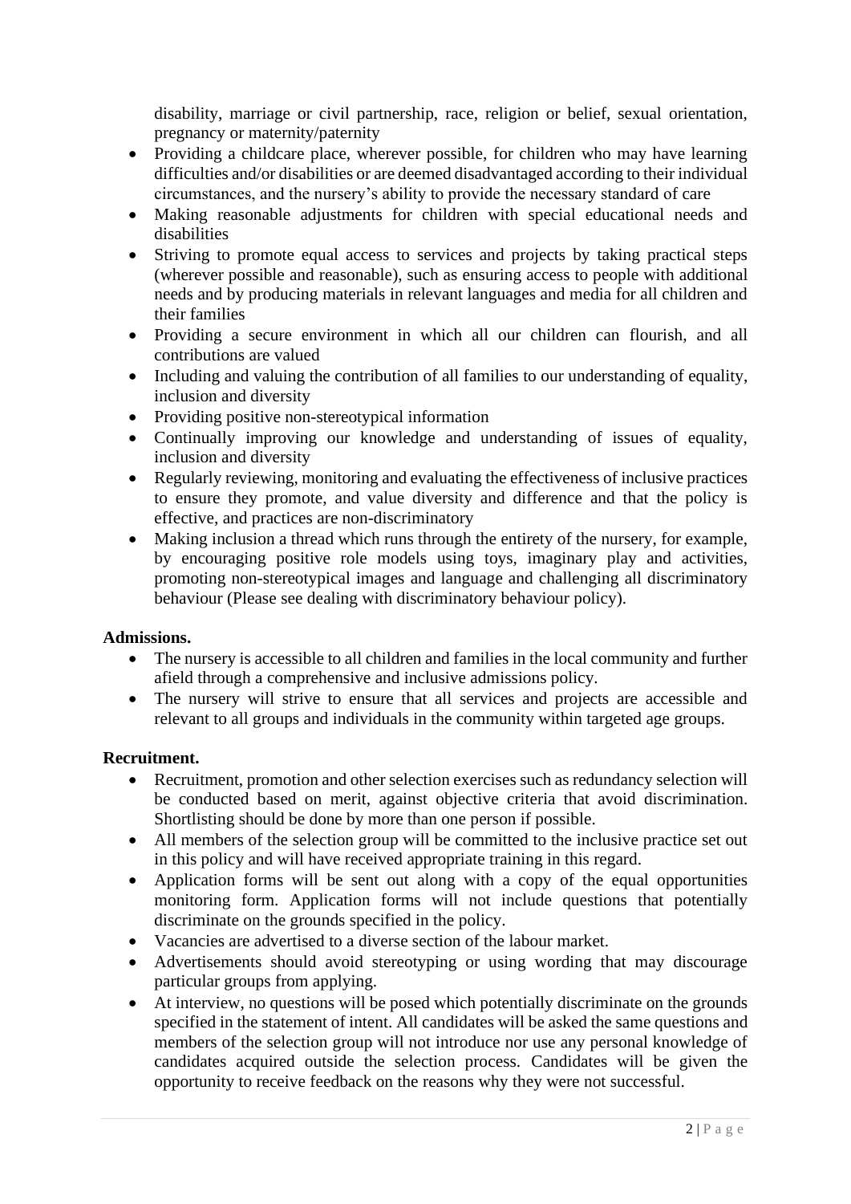disability, marriage or civil partnership, race, religion or belief, sexual orientation, pregnancy or maternity/paternity

- Providing a childcare place, wherever possible, for children who may have learning difficulties and/or disabilities or are deemed disadvantaged according to their individual circumstances, and the nursery's ability to provide the necessary standard of care
- Making reasonable adjustments for children with special educational needs and disabilities
- Striving to promote equal access to services and projects by taking practical steps (wherever possible and reasonable), such as ensuring access to people with additional needs and by producing materials in relevant languages and media for all children and their families
- Providing a secure environment in which all our children can flourish, and all contributions are valued
- Including and valuing the contribution of all families to our understanding of equality, inclusion and diversity
- Providing positive non-stereotypical information
- Continually improving our knowledge and understanding of issues of equality, inclusion and diversity
- Regularly reviewing, monitoring and evaluating the effectiveness of inclusive practices to ensure they promote, and value diversity and difference and that the policy is effective, and practices are non-discriminatory
- Making inclusion a thread which runs through the entirety of the nursery, for example, by encouraging positive role models using toys, imaginary play and activities, promoting non-stereotypical images and language and challenging all discriminatory behaviour (Please see dealing with discriminatory behaviour policy).

**Admissions.**

- The nursery is accessible to all children and families in the local community and further afield through a comprehensive and inclusive admissions policy.
- The nursery will strive to ensure that all services and projects are accessible and relevant to all groups and individuals in the community within targeted age groups.

**Recruitment.**

- Recruitment, promotion and other selection exercises such as redundancy selection will be conducted based on merit, against objective criteria that avoid discrimination. Shortlisting should be done by more than one person if possible.
- All members of the selection group will be committed to the inclusive practice set out in this policy and will have received appropriate training in this regard.
- Application forms will be sent out along with a copy of the equal opportunities monitoring form. Application forms will not include questions that potentially discriminate on the grounds specified in the policy.
- Vacancies are advertised to a diverse section of the labour market.
- Advertisements should avoid stereotyping or using wording that may discourage particular groups from applying.
- At interview, no questions will be posed which potentially discriminate on the grounds specified in the statement of intent. All candidates will be asked the same questions and members of the selection group will not introduce nor use any personal knowledge of candidates acquired outside the selection process. Candidates will be given the opportunity to receive feedback on the reasons why they were not successful.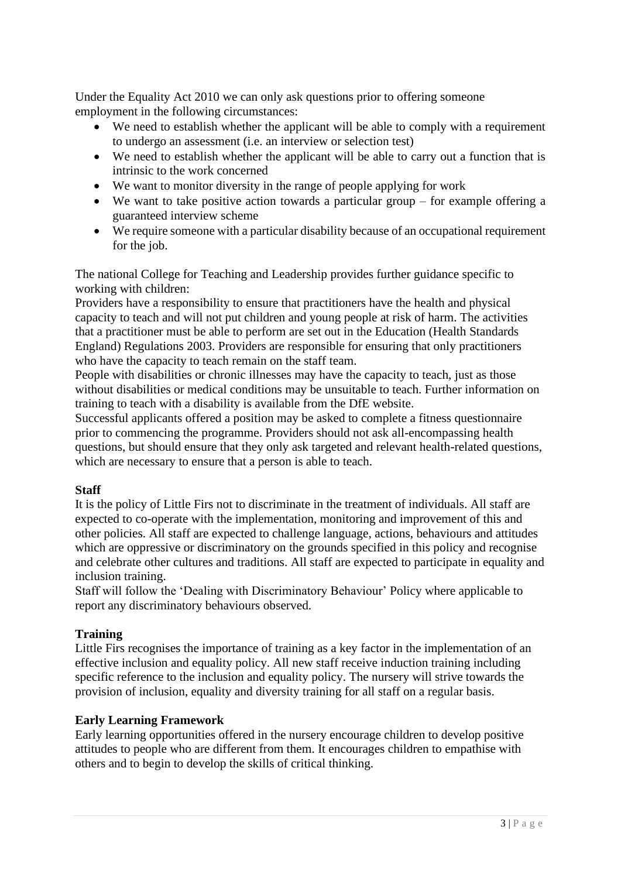Under the Equality Act 2010 we can only ask questions prior to offering someone employment in the following circumstances:

- We need to establish whether the applicant will be able to comply with a requirement to undergo an assessment (i.e. an interview or selection test)
- We need to establish whether the applicant will be able to carry out a function that is intrinsic to the work concerned
- We want to monitor diversity in the range of people applying for work
- We want to take positive action towards a particular group – for example offering a guaranteed interview scheme
- We require someone with a particular disability because of an occupational requirement for the job.

The national College for Teaching and Leadership provides further guidance specific to working with children:
Providers have a responsibility to ensure that practitioners have the health and physical capacity to teach and will not put children and young people at risk of harm. The activities that a practitioner must be able to perform are set out in the Education (Health Standards England) Regulations 2003. Providers are responsible for ensuring that only practitioners who have the capacity to teach remain on the staff team.
People with disabilities or chronic illnesses may have the capacity to teach, just as those without disabilities or medical conditions may be unsuitable to teach. Further information on training to teach with a disability is available from the DfE website.
Successful applicants offered a position may be asked to complete a fitness questionnaire prior to commencing the programme. Providers should not ask all-encompassing health questions, but should ensure that they only ask targeted and relevant health-related questions, which are necessary to ensure that a person is able to teach.

**Staff**
It is the policy of Little Firs not to discriminate in the treatment of individuals. All staff are expected to co-operate with the implementation, monitoring and improvement of this and other policies. All staff are expected to challenge language, actions, behaviours and attitudes which are oppressive or discriminatory on the grounds specified in this policy and recognise and celebrate other cultures and traditions. All staff are expected to participate in equality and inclusion training.
Staff will follow the 'Dealing with Discriminatory Behaviour' Policy where applicable to report any discriminatory behaviours observed.

**Training**
Little Firs recognises the importance of training as a key factor in the implementation of an effective inclusion and equality policy. All new staff receive induction training including specific reference to the inclusion and equality policy. The nursery will strive towards the provision of inclusion, equality and diversity training for all staff on a regular basis.

**Early Learning Framework**
Early learning opportunities offered in the nursery encourage children to develop positive attitudes to people who are different from them. It encourages children to empathise with others and to begin to develop the skills of critical thinking.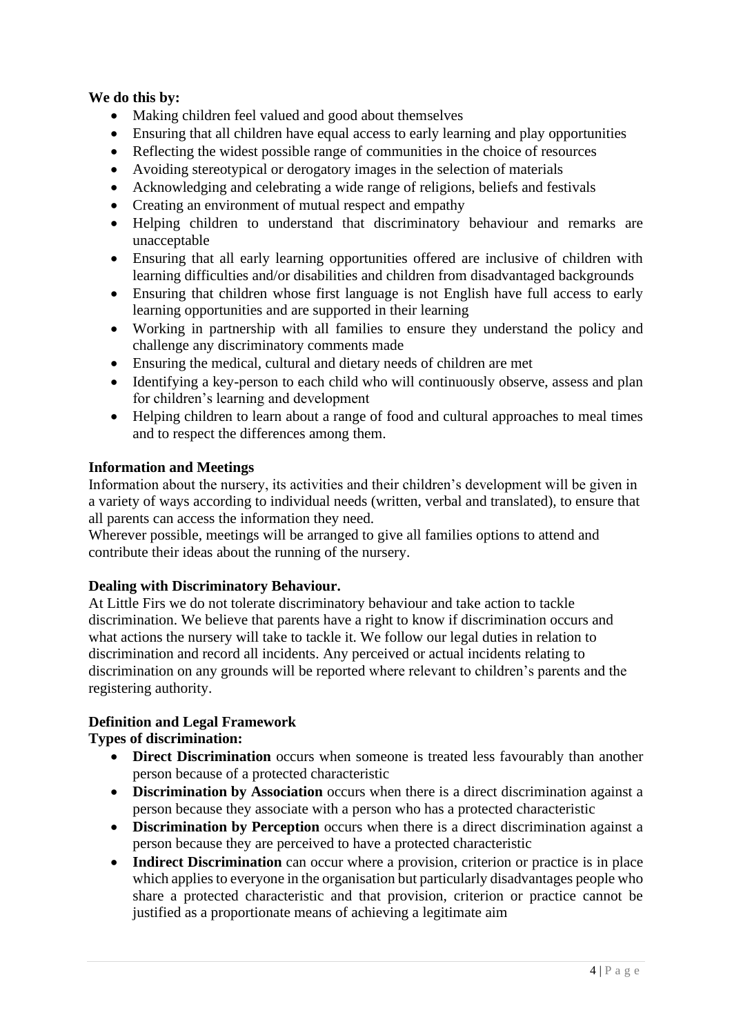**We do this by:**

- Making children feel valued and good about themselves
- Ensuring that all children have equal access to early learning and play opportunities
- Reflecting the widest possible range of communities in the choice of resources
- Avoiding stereotypical or derogatory images in the selection of materials
- Acknowledging and celebrating a wide range of religions, beliefs and festivals
- Creating an environment of mutual respect and empathy
- Helping children to understand that discriminatory behaviour and remarks are unacceptable
- Ensuring that all early learning opportunities offered are inclusive of children with learning difficulties and/or disabilities and children from disadvantaged backgrounds
- Ensuring that children whose first language is not English have full access to early learning opportunities and are supported in their learning
- Working in partnership with all families to ensure they understand the policy and challenge any discriminatory comments made
- Ensuring the medical, cultural and dietary needs of children are met
- Identifying a key-person to each child who will continuously observe, assess and plan for children's learning and development
- Helping children to learn about a range of food and cultural approaches to meal times and to respect the differences among them.

**Information and Meetings**

Information about the nursery, its activities and their children's development will be given in a variety of ways according to individual needs (written, verbal and translated), to ensure that all parents can access the information they need.

Wherever possible, meetings will be arranged to give all families options to attend and contribute their ideas about the running of the nursery.

**Dealing with Discriminatory Behaviour.**

At Little Firs we do not tolerate discriminatory behaviour and take action to tackle discrimination. We believe that parents have a right to know if discrimination occurs and what actions the nursery will take to tackle it. We follow our legal duties in relation to discrimination and record all incidents. Any perceived or actual incidents relating to discrimination on any grounds will be reported where relevant to children's parents and the registering authority.

**Definition and Legal Framework**

**Types of discrimination:**

- **Direct Discrimination** occurs when someone is treated less favourably than another person because of a protected characteristic
- **Discrimination by Association** occurs when there is a direct discrimination against a person because they associate with a person who has a protected characteristic
- **Discrimination by Perception** occurs when there is a direct discrimination against a person because they are perceived to have a protected characteristic
- **Indirect Discrimination** can occur where a provision, criterion or practice is in place which applies to everyone in the organisation but particularly disadvantages people who share a protected characteristic and that provision, criterion or practice cannot be justified as a proportionate means of achieving a legitimate aim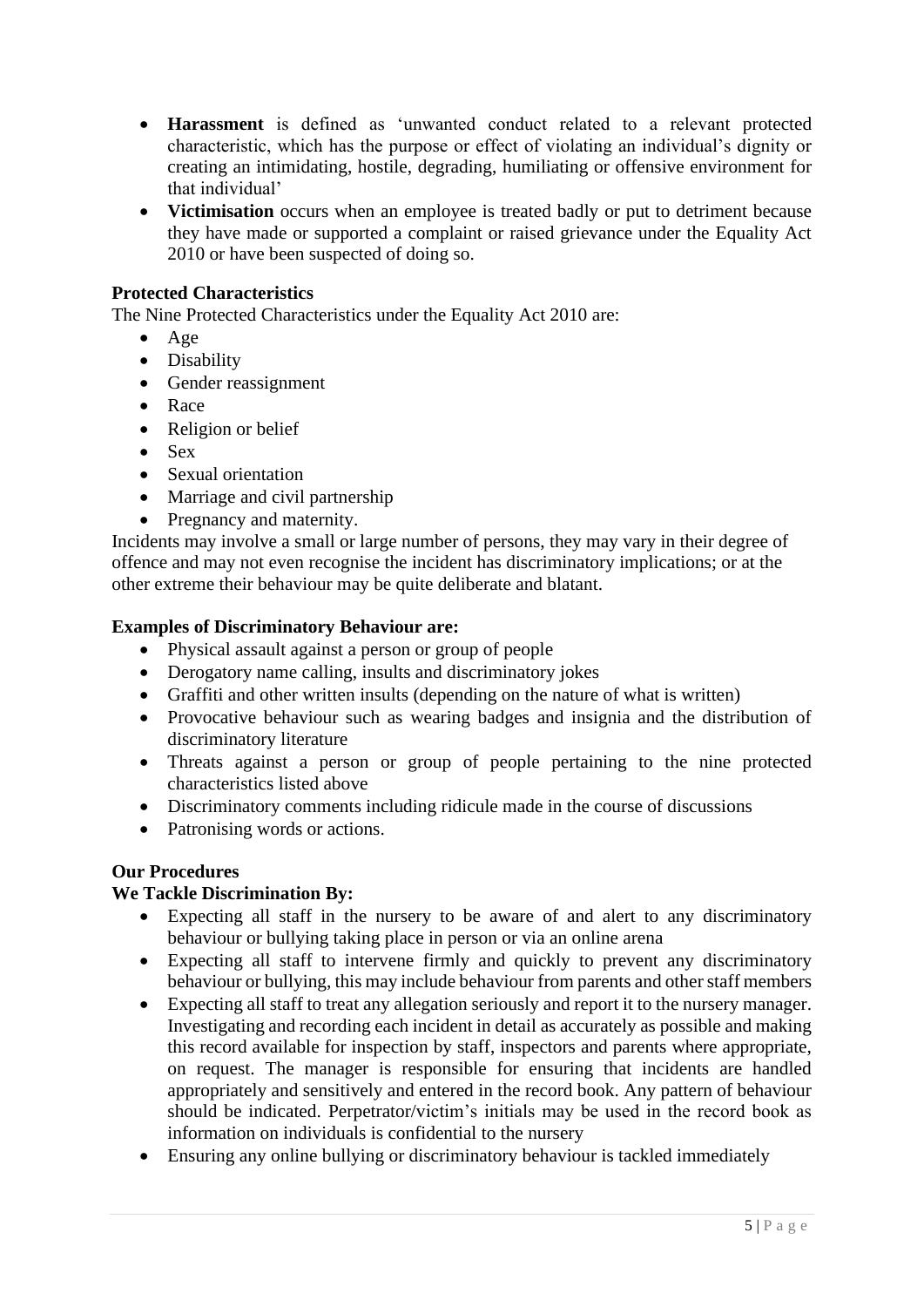- **Harassment** is defined as 'unwanted conduct related to a relevant protected characteristic, which has the purpose or effect of violating an individual's dignity or creating an intimidating, hostile, degrading, humiliating or offensive environment for that individual'
- **Victimisation** occurs when an employee is treated badly or put to detriment because they have made or supported a complaint or raised grievance under the Equality Act 2010 or have been suspected of doing so.

**Protected Characteristics**

The Nine Protected Characteristics under the Equality Act 2010 are:

- Age
- Disability
- Gender reassignment
- Race
- Religion or belief
- Sex
- Sexual orientation
- Marriage and civil partnership
- Pregnancy and maternity.

Incidents may involve a small or large number of persons, they may vary in their degree of offence and may not even recognise the incident has discriminatory implications; or at the other extreme their behaviour may be quite deliberate and blatant.

**Examples of Discriminatory Behaviour are:**

- Physical assault against a person or group of people
- Derogatory name calling, insults and discriminatory jokes
- Graffiti and other written insults (depending on the nature of what is written)
- Provocative behaviour such as wearing badges and insignia and the distribution of discriminatory literature
- Threats against a person or group of people pertaining to the nine protected characteristics listed above
- Discriminatory comments including ridicule made in the course of discussions
- Patronising words or actions.

**Our Procedures**

**We Tackle Discrimination By:**

- Expecting all staff in the nursery to be aware of and alert to any discriminatory behaviour or bullying taking place in person or via an online arena
- Expecting all staff to intervene firmly and quickly to prevent any discriminatory behaviour or bullying, this may include behaviour from parents and other staff members
- Expecting all staff to treat any allegation seriously and report it to the nursery manager. Investigating and recording each incident in detail as accurately as possible and making this record available for inspection by staff, inspectors and parents where appropriate, on request. The manager is responsible for ensuring that incidents are handled appropriately and sensitively and entered in the record book. Any pattern of behaviour should be indicated. Perpetrator/victim's initials may be used in the record book as information on individuals is confidential to the nursery
- Ensuring any online bullying or discriminatory behaviour is tackled immediately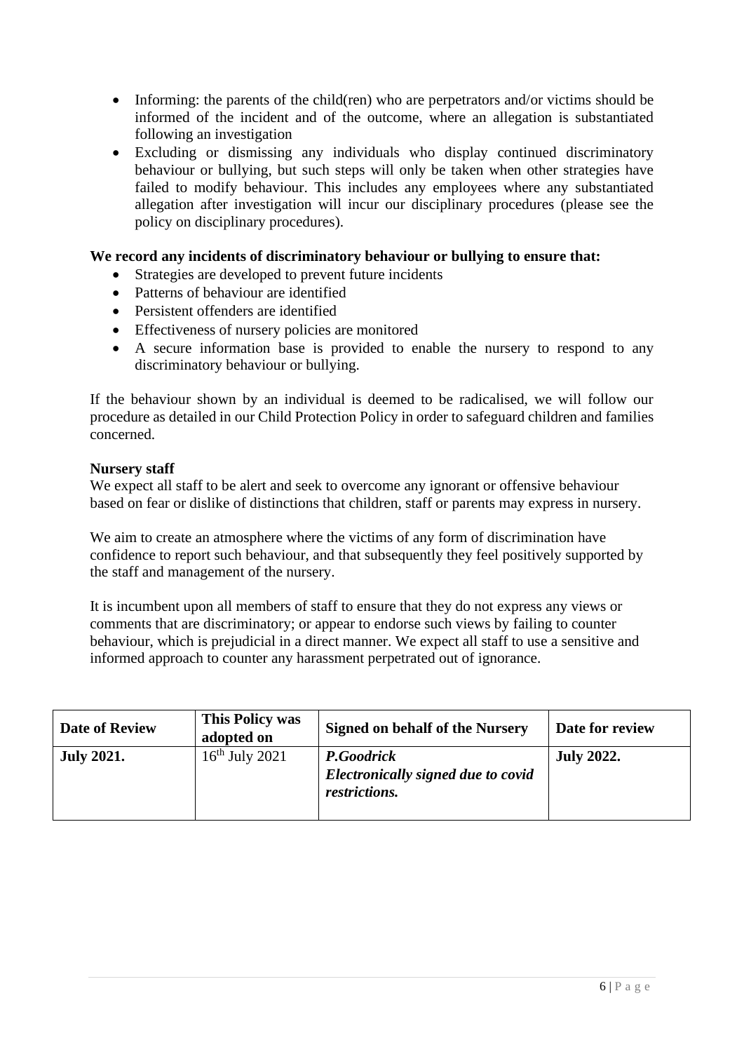- Informing: the parents of the child(ren) who are perpetrators and/or victims should be informed of the incident and of the outcome, where an allegation is substantiated following an investigation
- Excluding or dismissing any individuals who display continued discriminatory behaviour or bullying, but such steps will only be taken when other strategies have failed to modify behaviour. This includes any employees where any substantiated allegation after investigation will incur our disciplinary procedures (please see the policy on disciplinary procedures).

**We record any incidents of discriminatory behaviour or bullying to ensure that:**

- Strategies are developed to prevent future incidents
- Patterns of behaviour are identified
- Persistent offenders are identified
- Effectiveness of nursery policies are monitored
- A secure information base is provided to enable the nursery to respond to any discriminatory behaviour or bullying.

If the behaviour shown by an individual is deemed to be radicalised, we will follow our procedure as detailed in our Child Protection Policy in order to safeguard children and families concerned.

**Nursery staff**

We expect all staff to be alert and seek to overcome any ignorant or offensive behaviour based on fear or dislike of distinctions that children, staff or parents may express in nursery.

We aim to create an atmosphere where the victims of any form of discrimination have confidence to report such behaviour, and that subsequently they feel positively supported by the staff and management of the nursery.

It is incumbent upon all members of staff to ensure that they do not express any views or comments that are discriminatory; or appear to endorse such views by failing to counter behaviour, which is prejudicial in a direct manner. We expect all staff to use a sensitive and informed approach to counter any harassment perpetrated out of ignorance.

| Date of Review | This Policy was adopted on | Signed on behalf of the Nursery | Date for review |
| --- | --- | --- | --- |
| **July 2021.** | 16th July 2021 | ***P.Goodrick*** ***Electronically signed due to covid restrictions.*** | **July 2022.** |